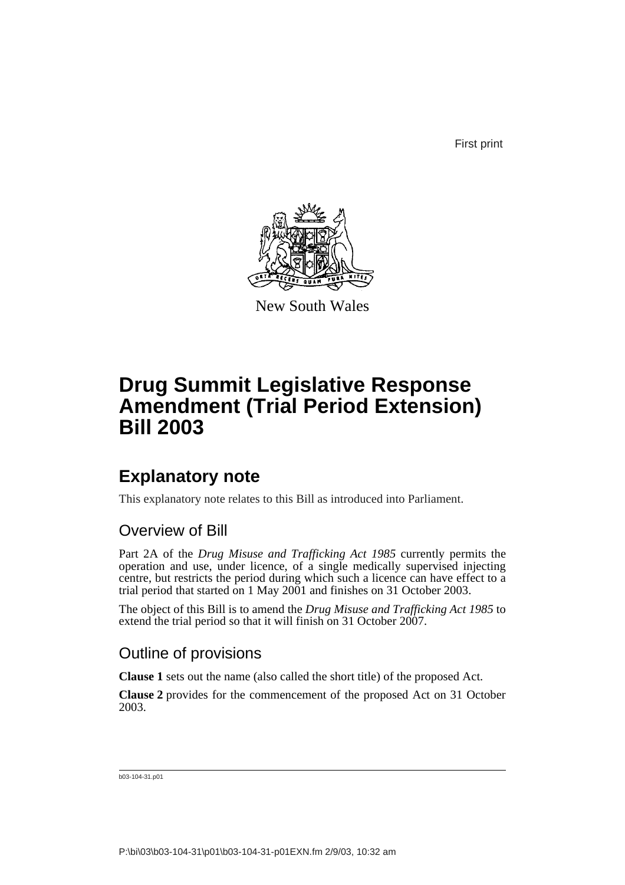First print

New South Wales

# Drug Summit Legislative Response Amendment (Trial Period Extension) Bill 2003

## Explanatory note

This explanatory note relates to this Bill as introduced into Parliament.

### Overview of Bill

Part 2A of the *Drug Misuse and Trafficking Act 1985* currently permits the operation and use, under licence, of a single medically supervised injecting centre, but restricts the period during which such a licence can have effect to a trial period that started on 1 May 2001 and finishes on 31 October 2003.

The object of this Bill is to amend the *Drug Misuse and Trafficking Act 1985* to extend the trial period so that it will finish on 31 October 2007.

### Outline of provisions

**Clause 1** sets out the name (also called the short title) of the proposed Act.

**Clause 2** provides for the commencement of the proposed Act on 31 October 2003.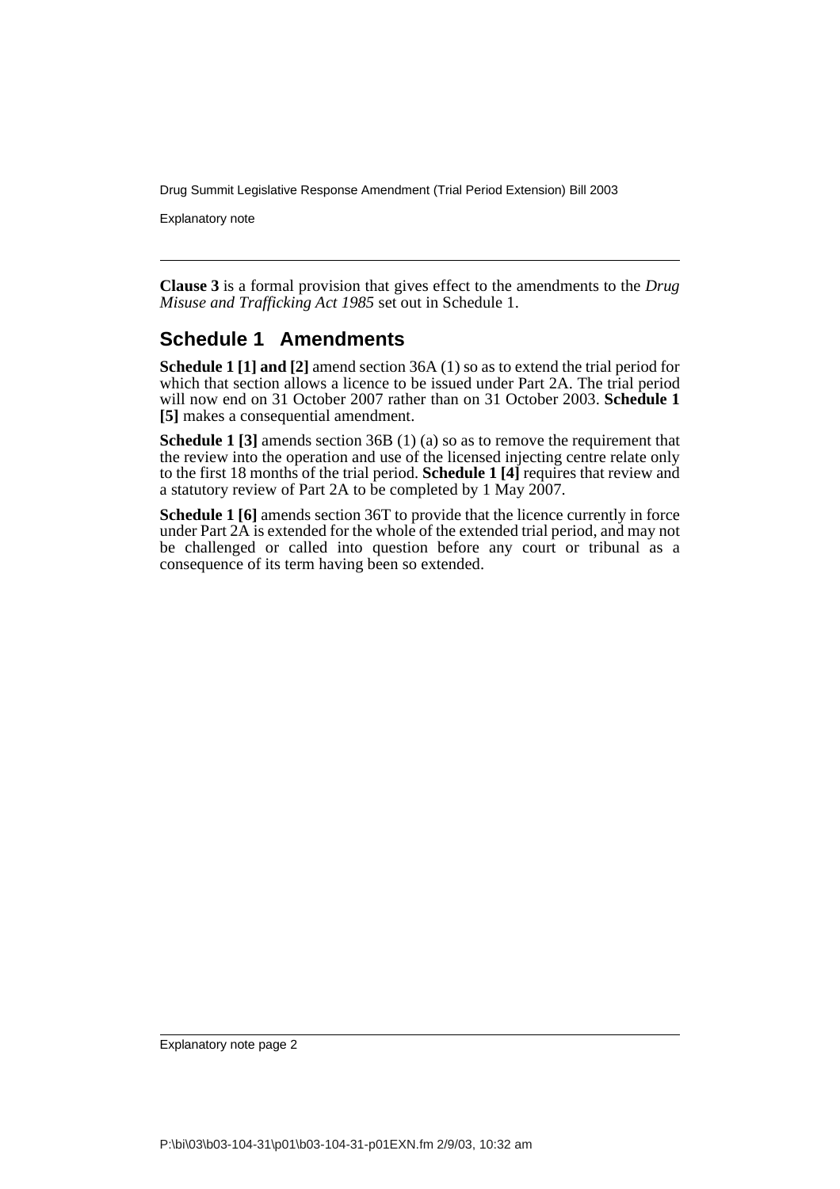**Clause 3** is a formal provision that gives effect to the amendments to the *Drug Misuse and Trafficking Act 1985* set out in Schedule 1.

## Schedule 1 Amendments

**Schedule 1 [1] and [2]** amend section 36A (1) so as to extend the trial period for which that section allows a licence to be issued under Part 2A. The trial period will now end on 31 October 2007 rather than on 31 October 2003. **Schedule 1 [5]** makes a consequential amendment.

**Schedule 1 [3]** amends section 36B (1) (a) so as to remove the requirement that the review into the operation and use of the licensed injecting centre relate only to the first 18 months of the trial period. **Schedule 1 [4]** requires that review and a statutory review of Part 2A to be completed by 1 May 2007.

**Schedule 1 [6]** amends section 36T to provide that the licence currently in force under Part 2A is extended for the whole of the extended trial period, and may not be challenged or called into question before any court or tribunal as a consequence of its term having been so extended.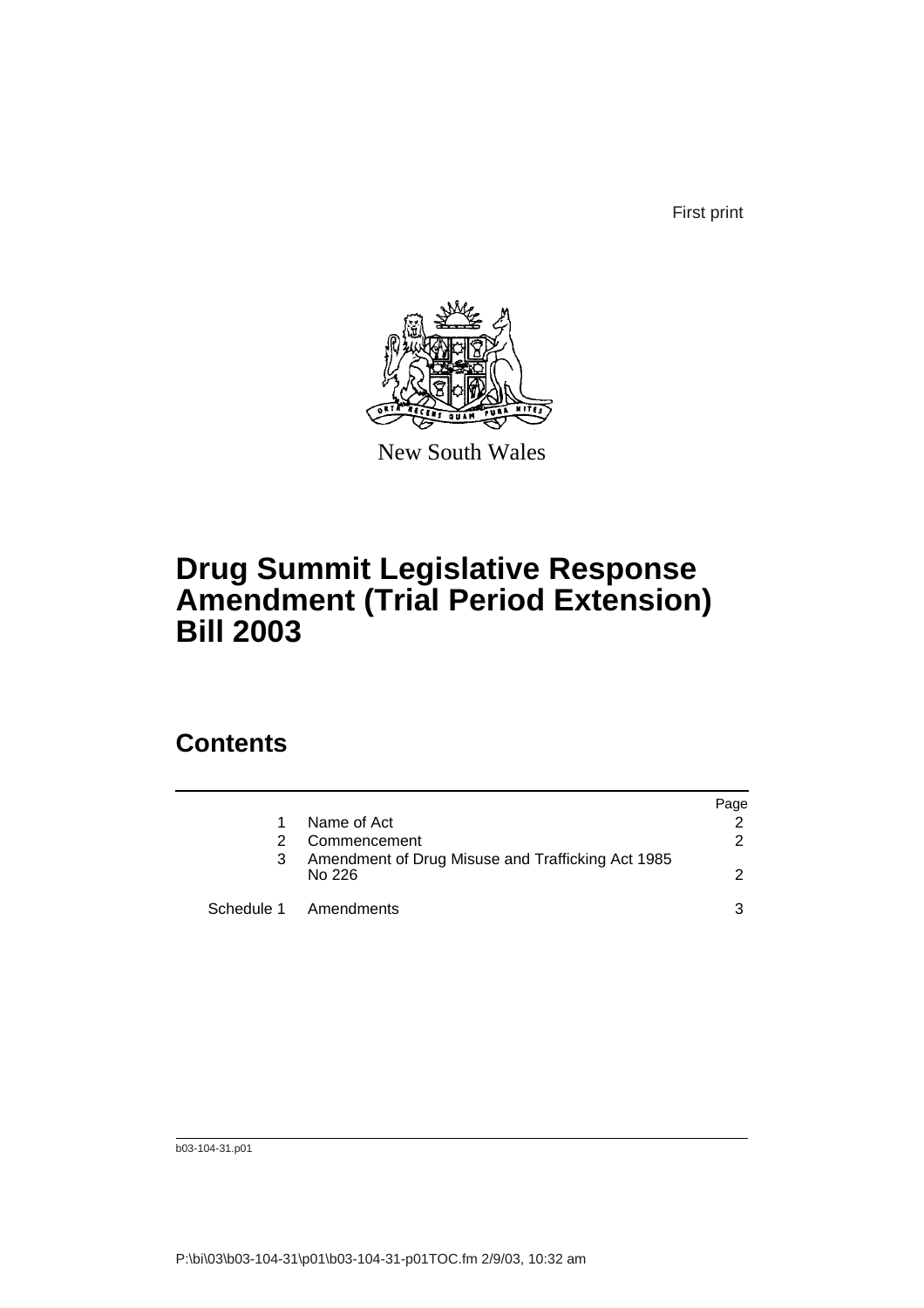First print

New South Wales

# Drug Summit Legislative Response Amendment (Trial Period Extension) Bill 2003

## Contents

| | | Page |
|---|---|---|
| 1 | Name of Act | 2 |
| 2 | Commencement | 2 |
| 3 | Amendment of Drug Misuse and Trafficking Act 1985 No 226 | 2 |
| Schedule 1 | Amendments | 3 |

b03-104-31.p01

P:\bi\03\b03-104-31\p01\b03-104-31-p01TOC.fm 2/9/03, 10:32 am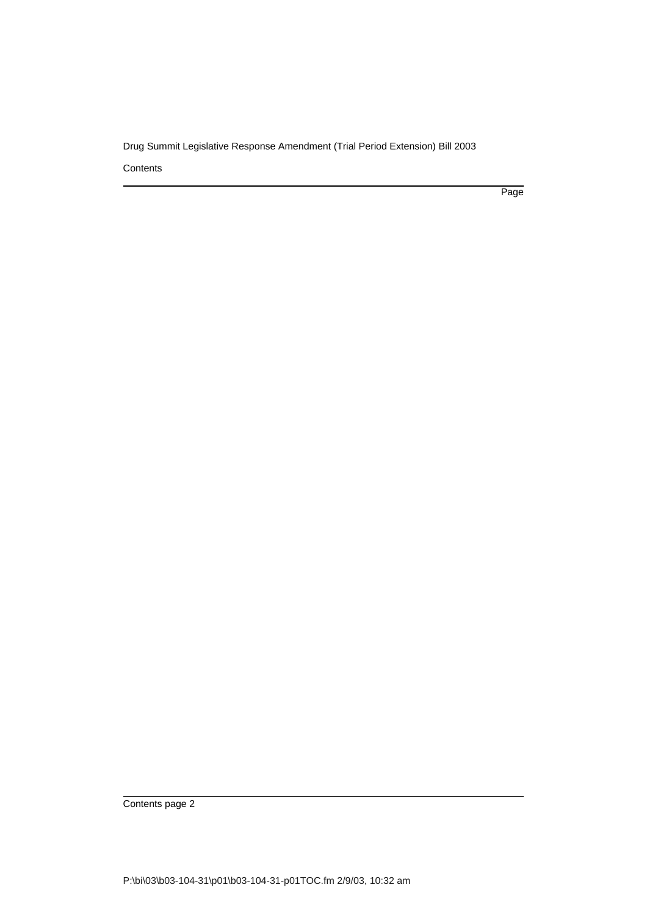Contents

Page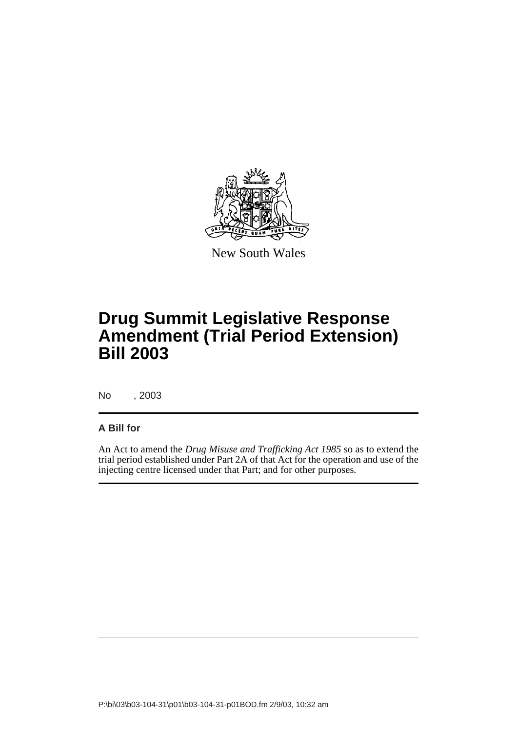New South Wales

# Drug Summit Legislative Response Amendment (Trial Period Extension) Bill 2003

No , 2003

**A Bill for**

An Act to amend the *Drug Misuse and Trafficking Act 1985* so as to extend the trial period established under Part 2A of that Act for the operation and use of the injecting centre licensed under that Part; and for other purposes.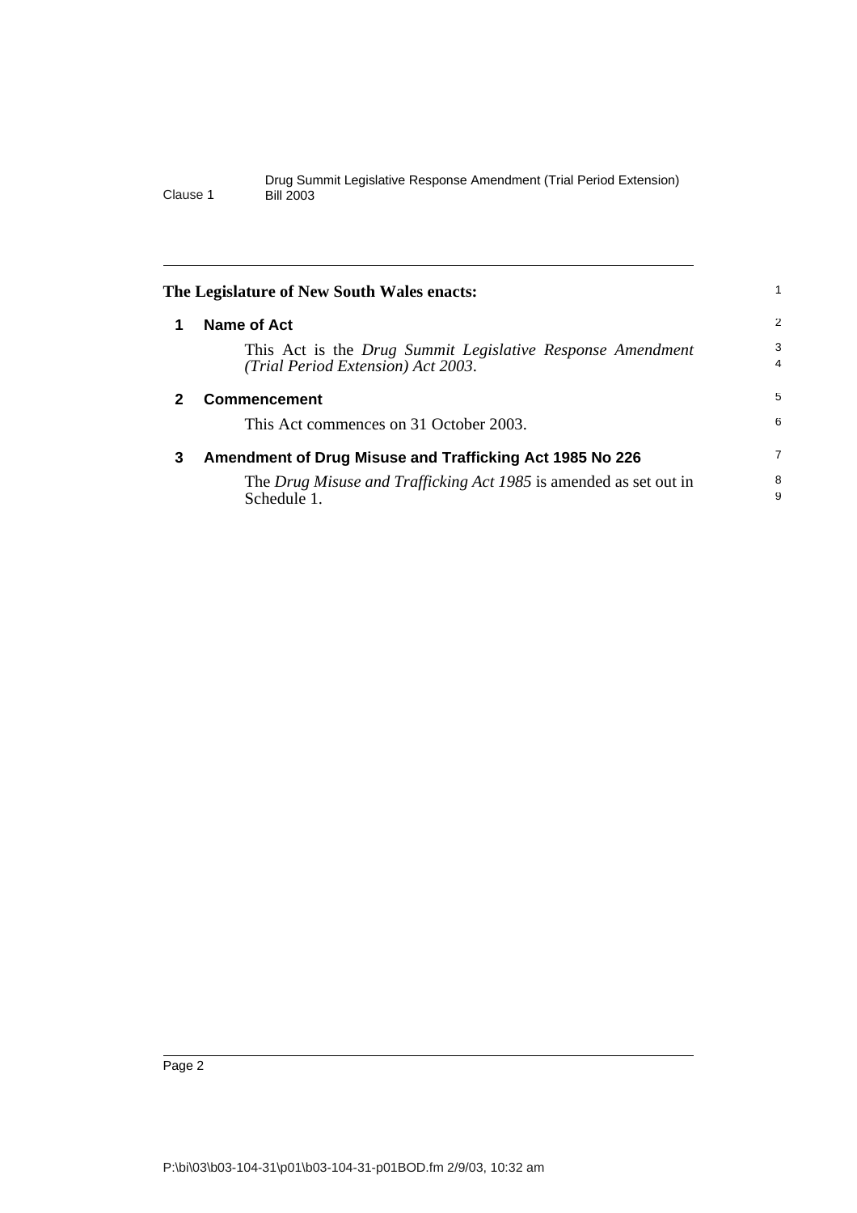**The Legislature of New South Wales enacts:**

## 1 Name of Act

This Act is the *Drug Summit Legislative Response Amendment (Trial Period Extension) Act 2003*.

## 2 Commencement

This Act commences on 31 October 2003.

## 3 Amendment of Drug Misuse and Trafficking Act 1985 No 226

The *Drug Misuse and Trafficking Act 1985* is amended as set out in Schedule 1.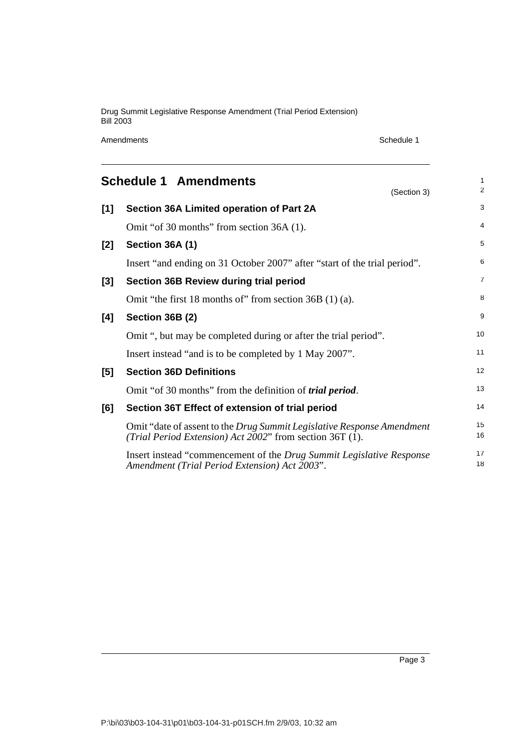## Schedule 1 Amendments

(Section 3)

**[1] Section 36A Limited operation of Part 2A**

Omit “of 30 months” from section 36A (1).

**[2] Section 36A (1)**

Insert “and ending on 31 October 2007” after “start of the trial period”.

**[3] Section 36B Review during trial period**

Omit “the first 18 months of” from section 36B (1) (a).

**[4] Section 36B (2)**

Omit “, but may be completed during or after the trial period”.

Insert instead “and is to be completed by 1 May 2007”.

**[5] Section 36D Definitions**

Omit “of 30 months” from the definition of ***trial period***.

**[6] Section 36T Effect of extension of trial period**

Omit “date of assent to the *Drug Summit Legislative Response Amendment (Trial Period Extension) Act 2002*” from section 36T (1).

Insert instead “commencement of the *Drug Summit Legislative Response Amendment (Trial Period Extension) Act 2003*”.